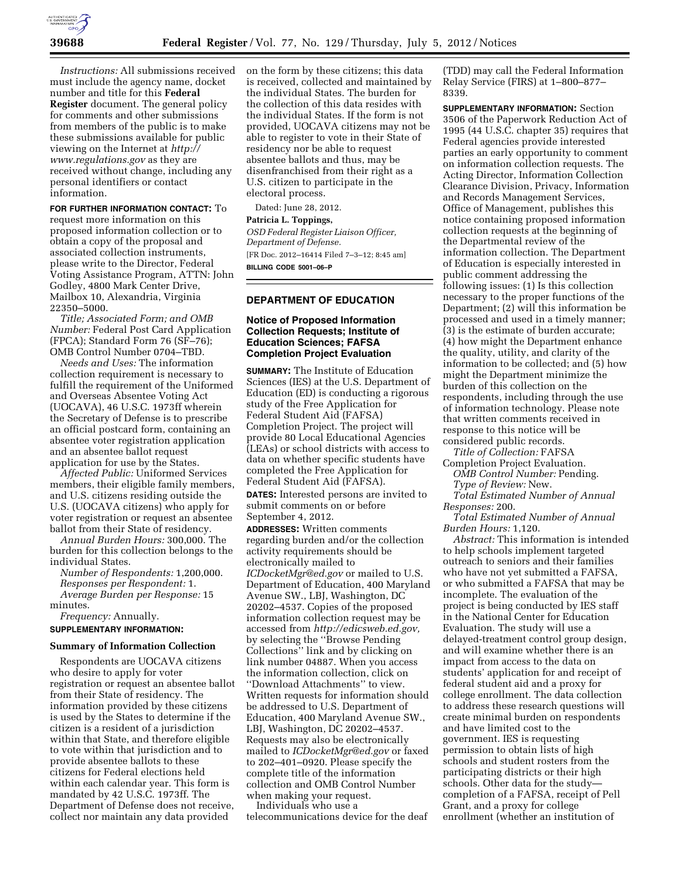*Instructions:* All submissions received must include the agency name, docket number and title for this **Federal Register** document. The general policy for comments and other submissions from members of the public is to make these submissions available for public viewing on the Internet at *http://www.regulations.gov* as they are received without change, including any personal identifiers or contact information.

**FOR FURTHER INFORMATION CONTACT:** To request more information on this proposed information collection or to obtain a copy of the proposal and associated collection instruments, please write to the Director, Federal Voting Assistance Program, ATTN: John Godley, 4800 Mark Center Drive, Mailbox 10, Alexandria, Virginia 22350–5000.

*Title; Associated Form; and OMB Number:* Federal Post Card Application (FPCA); Standard Form 76 (SF–76); OMB Control Number 0704–TBD.

*Needs and Uses:* The information collection requirement is necessary to fulfill the requirement of the Uniformed and Overseas Absentee Voting Act (UOCAVA), 46 U.S.C. 1973ff wherein the Secretary of Defense is to prescribe an official postcard form, containing an absentee voter registration application and an absentee ballot request application for use by the States.

*Affected Public:* Uniformed Services members, their eligible family members, and U.S. citizens residing outside the U.S. (UOCAVA citizens) who apply for voter registration or request an absentee ballot from their State of residency.

*Annual Burden Hours:* 300,000. The burden for this collection belongs to the individual States.

*Number of Respondents:* 1,200,000.

*Responses per Respondent:* 1.

*Average Burden per Response:* 15 minutes.

*Frequency:* Annually.

**SUPPLEMENTARY INFORMATION:**

## Summary of Information Collection

Respondents are UOCAVA citizens who desire to apply for voter registration or request an absentee ballot from their State of residency. The information provided by these citizens is used by the States to determine if the citizen is a resident of a jurisdiction within that State, and therefore eligible to vote within that jurisdiction and to provide absentee ballots to these citizens for Federal elections held within each calendar year. This form is mandated by 42 U.S.C. 1973ff. The Department of Defense does not receive, collect nor maintain any data provided on the form by these citizens; this data is received, collected and maintained by the individual States. The burden for the collection of this data resides with the individual States. If the form is not provided, UOCAVA citizens may not be able to register to vote in their State of residency nor be able to request absentee ballots and thus, may be disenfranchised from their right as a U.S. citizen to participate in the electoral process.

Dated: June 28, 2012.

**Patricia L. Toppings,**

*OSD Federal Register Liaison Officer, Department of Defense.*

[FR Doc. 2012–16414 Filed 7–3–12; 8:45 am]

**BILLING CODE 5001–06–P**

---

# DEPARTMENT OF EDUCATION

## Notice of Proposed Information Collection Requests; Institute of Education Sciences; FAFSA Completion Project Evaluation

**SUMMARY:** The Institute of Education Sciences (IES) at the U.S. Department of Education (ED) is conducting a rigorous study of the Free Application for Federal Student Aid (FAFSA) Completion Project. The project will provide 80 Local Educational Agencies (LEAs) or school districts with access to data on whether specific students have completed the Free Application for Federal Student Aid (FAFSA).

**DATES:** Interested persons are invited to submit comments on or before September 4, 2012.

**ADDRESSES:** Written comments regarding burden and/or the collection activity requirements should be electronically mailed to *ICDocketMgr@ed.gov* or mailed to U.S. Department of Education, 400 Maryland Avenue SW., LBJ, Washington, DC 20202–4537. Copies of the proposed information collection request may be accessed from *http://edicsweb.ed.gov,* by selecting the ''Browse Pending Collections'' link and by clicking on link number 04887. When you access the information collection, click on ''Download Attachments'' to view. Written requests for information should be addressed to U.S. Department of Education, 400 Maryland Avenue SW., LBJ, Washington, DC 20202–4537. Requests may also be electronically mailed to *ICDocketMgr@ed.gov* or faxed to 202–401–0920. Please specify the complete title of the information collection and OMB Control Number when making your request.

Individuals who use a telecommunications device for the deaf (TDD) may call the Federal Information Relay Service (FIRS) at 1–800–877–8339.

**SUPPLEMENTARY INFORMATION:** Section 3506 of the Paperwork Reduction Act of 1995 (44 U.S.C. chapter 35) requires that Federal agencies provide interested parties an early opportunity to comment on information collection requests. The Acting Director, Information Collection Clearance Division, Privacy, Information and Records Management Services, Office of Management, publishes this notice containing proposed information collection requests at the beginning of the Departmental review of the information collection. The Department of Education is especially interested in public comment addressing the following issues: (1) Is this collection necessary to the proper functions of the Department; (2) will this information be processed and used in a timely manner; (3) is the estimate of burden accurate; (4) how might the Department enhance the quality, utility, and clarity of the information to be collected; and (5) how might the Department minimize the burden of this collection on the respondents, including through the use of information technology. Please note that written comments received in response to this notice will be considered public records.

*Title of Collection:* FAFSA Completion Project Evaluation.

*OMB Control Number:* Pending.

*Type of Review:* New.

*Total Estimated Number of Annual Responses:* 200.

*Total Estimated Number of Annual Burden Hours:* 1,120.

*Abstract:* This information is intended to help schools implement targeted outreach to seniors and their families who have not yet submitted a FAFSA, or who submitted a FAFSA that may be incomplete. The evaluation of the project is being conducted by IES staff in the National Center for Education Evaluation. The study will use a delayed-treatment control group design, and will examine whether there is an impact from access to the data on students' application for and receipt of federal student aid and a proxy for college enrollment. The data collection to address these research questions will create minimal burden on respondents and have limited cost to the government. IES is requesting permission to obtain lists of high schools and student rosters from the participating districts or their high schools. Other data for the study—completion of a FAFSA, receipt of Pell Grant, and a proxy for college enrollment (whether an institution of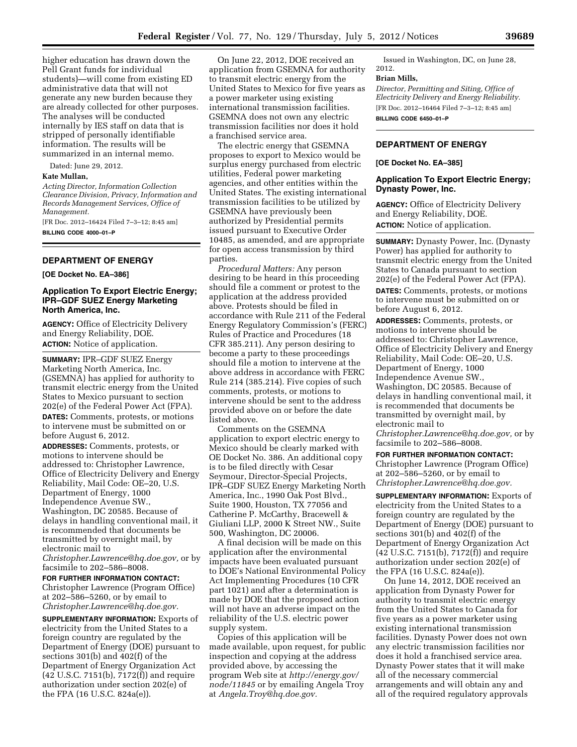higher education has drawn down the Pell Grant funds for individual students)—will come from existing ED administrative data that will not generate any new burden because they are already collected for other purposes. The analyses will be conducted internally by IES staff on data that is stripped of personally identifiable information. The results will be summarized in an internal memo.

Dated: June 29, 2012.

**Kate Mullan,**

*Acting Director, Information Collection Clearance Division, Privacy, Information and Records Management Services, Office of Management.*

[FR Doc. 2012–16424 Filed 7–3–12; 8:45 am]

**BILLING CODE 4000–01–P**

---

## DEPARTMENT OF ENERGY

**[OE Docket No. EA–386]**

### Application To Export Electric Energy; IPR–GDF SUEZ Energy Marketing North America, Inc.

**AGENCY:** Office of Electricity Delivery and Energy Reliability, DOE.

**ACTION:** Notice of application.

**SUMMARY:** IPR–GDF SUEZ Energy Marketing North America, Inc. (GSEMNA) has applied for authority to transmit electric energy from the United States to Mexico pursuant to section 202(e) of the Federal Power Act (FPA).

**DATES:** Comments, protests, or motions to intervene must be submitted on or before August 6, 2012.

**ADDRESSES:** Comments, protests, or motions to intervene should be addressed to: Christopher Lawrence, Office of Electricity Delivery and Energy Reliability, Mail Code: OE–20, U.S. Department of Energy, 1000 Independence Avenue SW., Washington, DC 20585. Because of delays in handling conventional mail, it is recommended that documents be transmitted by overnight mail, by electronic mail to *Christopher.Lawrence@hq.doe.gov,* or by facsimile to 202–586–8008.

**FOR FURTHER INFORMATION CONTACT:** Christopher Lawrence (Program Office) at 202–586–5260, or by email to *Christopher.Lawrence@hq.doe.gov.*

**SUPPLEMENTARY INFORMATION:** Exports of electricity from the United States to a foreign country are regulated by the Department of Energy (DOE) pursuant to sections 301(b) and 402(f) of the Department of Energy Organization Act (42 U.S.C. 7151(b), 7172(f)) and require authorization under section 202(e) of the FPA (16 U.S.C. 824a(e)).

On June 22, 2012, DOE received an application from GSEMNA for authority to transmit electric energy from the United States to Mexico for five years as a power marketer using existing international transmission facilities. GSEMNA does not own any electric transmission facilities nor does it hold a franchised service area.

The electric energy that GSEMNA proposes to export to Mexico would be surplus energy purchased from electric utilities, Federal power marketing agencies, and other entities within the United States. The existing international transmission facilities to be utilized by GSEMNA have previously been authorized by Presidential permits issued pursuant to Executive Order 10485, as amended, and are appropriate for open access transmission by third parties.

*Procedural Matters:* Any person desiring to be heard in this proceeding should file a comment or protest to the application at the address provided above. Protests should be filed in accordance with Rule 211 of the Federal Energy Regulatory Commission's (FERC) Rules of Practice and Procedures (18 CFR 385.211). Any person desiring to become a party to these proceedings should file a motion to intervene at the above address in accordance with FERC Rule 214 (385.214). Five copies of such comments, protests, or motions to intervene should be sent to the address provided above on or before the date listed above.

Comments on the GSEMNA application to export electric energy to Mexico should be clearly marked with OE Docket No. 386. An additional copy is to be filed directly with Cesar Seymour, Director-Special Projects, IPR–GDF SUEZ Energy Marketing North America, Inc., 1990 Oak Post Blvd., Suite 1900, Houston, TX 77056 and Catherine P. McCarthy, Bracewell & Giuliani LLP, 2000 K Street NW., Suite 500, Washington, DC 20006.

A final decision will be made on this application after the environmental impacts have been evaluated pursuant to DOE's National Environmental Policy Act Implementing Procedures (10 CFR part 1021) and after a determination is made by DOE that the proposed action will not have an adverse impact on the reliability of the U.S. electric power supply system.

Copies of this application will be made available, upon request, for public inspection and copying at the address provided above, by accessing the program Web site at *http://energy.gov/node/11845* or by emailing Angela Troy at *Angela.Troy@hq.doe.gov.*

Issued in Washington, DC, on June 28, 2012.

**Brian Mills,**

*Director, Permitting and Siting, Office of Electricity Delivery and Energy Reliability.*

[FR Doc. 2012–16464 Filed 7–3–12; 8:45 am]

**BILLING CODE 6450–01–P**

---

## DEPARTMENT OF ENERGY

**[OE Docket No. EA–385]**

### Application To Export Electric Energy; Dynasty Power, Inc.

**AGENCY:** Office of Electricity Delivery and Energy Reliability, DOE.

**ACTION:** Notice of application.

**SUMMARY:** Dynasty Power, Inc. (Dynasty Power) has applied for authority to transmit electric energy from the United States to Canada pursuant to section 202(e) of the Federal Power Act (FPA).

**DATES:** Comments, protests, or motions to intervene must be submitted on or before August 6, 2012.

**ADDRESSES:** Comments, protests, or motions to intervene should be addressed to: Christopher Lawrence, Office of Electricity Delivery and Energy Reliability, Mail Code: OE–20, U.S. Department of Energy, 1000 Independence Avenue SW., Washington, DC 20585. Because of delays in handling conventional mail, it is recommended that documents be transmitted by overnight mail, by electronic mail to *Christopher.Lawrence@hq.doe.gov,* or by facsimile to 202–586–8008.

**FOR FURTHER INFORMATION CONTACT:** Christopher Lawrence (Program Office) at 202–586–5260, or by email to *Christopher.Lawrence@hq.doe.gov.*

**SUPPLEMENTARY INFORMATION:** Exports of electricity from the United States to a foreign country are regulated by the Department of Energy (DOE) pursuant to sections 301(b) and 402(f) of the Department of Energy Organization Act (42 U.S.C. 7151(b), 7172(f)) and require authorization under section 202(e) of the FPA (16 U.S.C. 824a(e)).

On June 14, 2012, DOE received an application from Dynasty Power for authority to transmit electric energy from the United States to Canada for five years as a power marketer using existing international transmission facilities. Dynasty Power does not own any electric transmission facilities nor does it hold a franchised service area. Dynasty Power states that it will make all of the necessary commercial arrangements and will obtain any and all of the required regulatory approvals